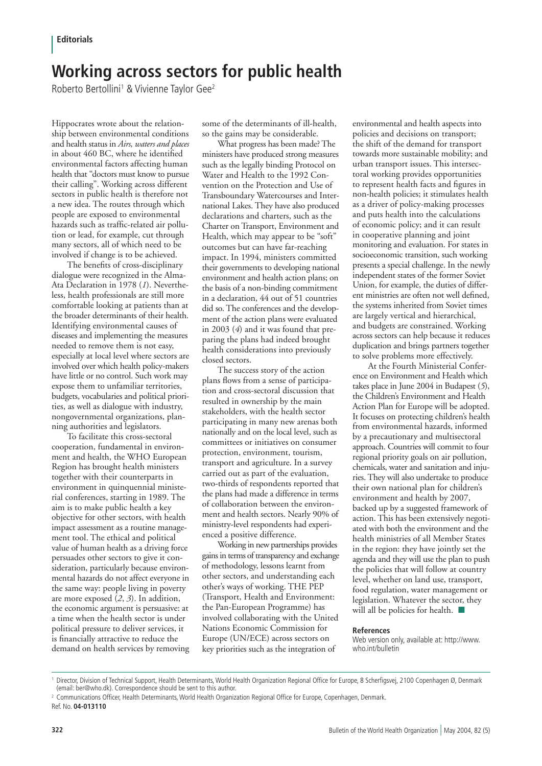**Editorials**

# Working across sectors for public health

Roberto Bertollini[1] & Vivienne Taylor Gee[2]

Hippocrates wrote about the relationship between environmental conditions and health status in *Airs, waters and places* in about 460 BC, where he identified environmental factors affecting human health that "doctors must know to pursue their calling". Working across different sectors in public health is therefore not a new idea. The routes through which people are exposed to environmental hazards such as traffic-related air pollution or lead, for example, cut through many sectors, all of which need to be involved if change is to be achieved.

The benefits of cross-disciplinary dialogue were recognized in the Alma-Ata Declaration in 1978 (*1*). Nevertheless, health professionals are still more comfortable looking at patients than at the broader determinants of their health. Identifying environmental causes of diseases and implementing the measures needed to remove them is not easy, especially at local level where sectors are involved over which health policy-makers have little or no control. Such work may expose them to unfamiliar territories, budgets, vocabularies and political priorities, as well as dialogue with industry, nongovernmental organizations, planning authorities and legislators.

To facilitate this cross-sectoral cooperation, fundamental in environment and health, the WHO European Region has brought health ministers together with their counterparts in environment in quinquennial ministerial conferences, starting in 1989. The aim is to make public health a key objective for other sectors, with health impact assessment as a routine management tool. The ethical and political value of human health as a driving force persuades other sectors to give it consideration, particularly because environmental hazards do not affect everyone in the same way: people living in poverty are more exposed (*2*, *3*). In addition, the economic argument is persuasive: at a time when the health sector is under political pressure to deliver services, it is financially attractive to reduce the demand on health services by removing some of the determinants of ill-health, so the gains may be considerable.

What progress has been made? The ministers have produced strong measures such as the legally binding Protocol on Water and Health to the 1992 Convention on the Protection and Use of Transboundary Watercourses and International Lakes. They have also produced declarations and charters, such as the Charter on Transport, Environment and Health, which may appear to be "soft" outcomes but can have far-reaching impact. In 1994, ministers committed their governments to developing national environment and health action plans; on the basis of a non-binding commitment in a declaration, 44 out of 51 countries did so. The conferences and the development of the action plans were evaluated in 2003 (*4*) and it was found that preparing the plans had indeed brought health considerations into previously closed sectors.

The success story of the action plans flows from a sense of participation and cross-sectoral discussion that resulted in ownership by the main stakeholders, with the health sector participating in many new arenas both nationally and on the local level, such as committees or initiatives on consumer protection, environment, tourism, transport and agriculture. In a survey carried out as part of the evaluation, two-thirds of respondents reported that the plans had made a difference in terms of collaboration between the environment and health sectors. Nearly 90% of ministry-level respondents had experienced a positive difference.

Working in new partnerships provides gains in terms of transparency and exchange of methodology, lessons learnt from other sectors, and understanding each other's ways of working. THE PEP (Transport, Health and Environment: the Pan-European Programme) has involved collaborating with the United Nations Economic Commission for Europe (UN/ECE) across sectors on key priorities such as the integration of environmental and health aspects into policies and decisions on transport; the shift of the demand for transport towards more sustainable mobility; and urban transport issues. This intersectoral working provides opportunities to represent health facts and figures in non-health policies; it stimulates health as a driver of policy-making processes and puts health into the calculations of economic policy; and it can result in cooperative planning and joint monitoring and evaluation. For states in socioeconomic transition, such working presents a special challenge. In the newly independent states of the former Soviet Union, for example, the duties of different ministries are often not well defined, the systems inherited from Soviet times are largely vertical and hierarchical, and budgets are constrained. Working across sectors can help because it reduces duplication and brings partners together to solve problems more effectively.

At the Fourth Ministerial Conference on Environment and Health which takes place in June 2004 in Budapest (*5*), the Children's Environment and Health Action Plan for Europe will be adopted. It focuses on protecting children's health from environmental hazards, informed by a precautionary and multisectoral approach. Countries will commit to four regional priority goals on air pollution, chemicals, water and sanitation and injuries. They will also undertake to produce their own national plan for children's environment and health by 2007, backed up by a suggested framework of action. This has been extensively negotiated with both the environment and the health ministries of all Member States in the region: they have jointly set the agenda and they will use the plan to push the policies that will follow at country level, whether on land use, transport, food regulation, water management or legislation. Whatever the sector, they will all be policies for health. ■

**References**

Web version only, available at: http://www.who.int/bulletin

[1] Director, Division of Technical Support, Health Determinants, World Health Organization Regional Office for Europe, 8 Scherfigsvej, 2100 Copenhagen Ø, Denmark (email: ber@who.dk). Correspondence should be sent to this author.

[2] Communications Officer, Health Determinants, World Health Organization Regional Office for Europe, Copenhagen, Denmark.

Ref. No. **04-013110**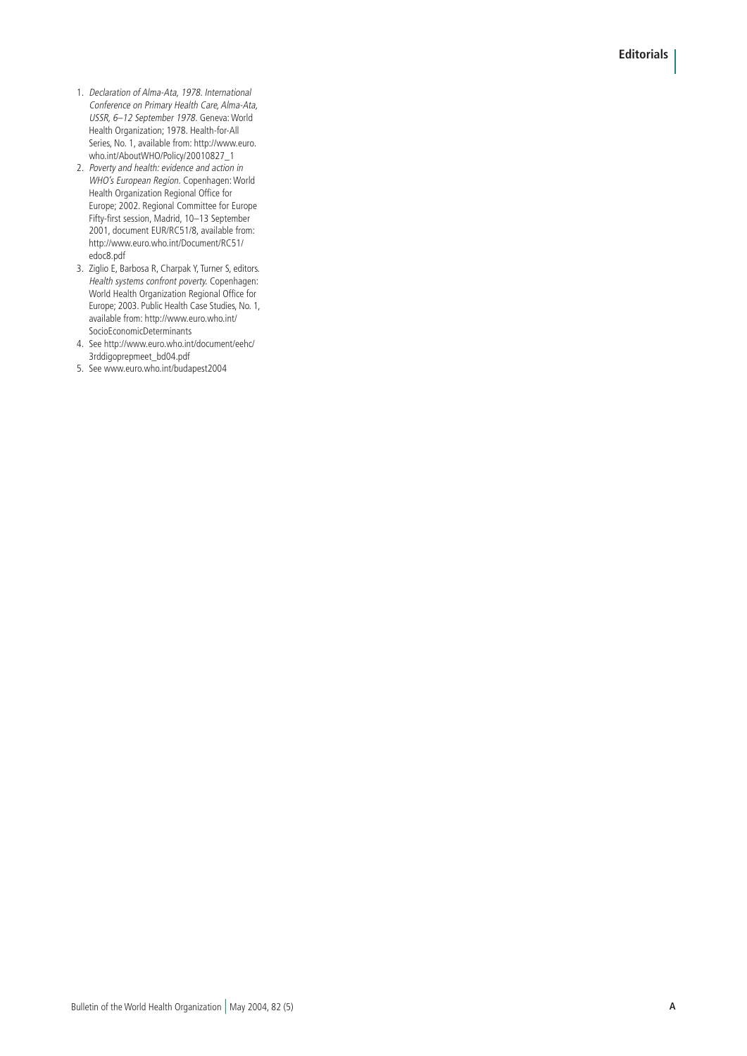1. *Declaration of Alma-Ata, 1978. International Conference on Primary Health Care, Alma-Ata, USSR, 6–12 September 1978.* Geneva: World Health Organization; 1978. Health-for-All Series, No. 1, available from: http://www.euro.who.int/AboutWHO/Policy/20010827_1
2. *Poverty and health: evidence and action in WHO's European Region.* Copenhagen: World Health Organization Regional Office for Europe; 2002. Regional Committee for Europe Fifty-first session, Madrid, 10–13 September 2001, document EUR/RC51/8, available from: http://www.euro.who.int/Document/RC51/edoc8.pdf
3. Ziglio E, Barbosa R, Charpak Y, Turner S, editors. *Health systems confront poverty.* Copenhagen: World Health Organization Regional Office for Europe; 2003. Public Health Case Studies, No. 1, available from: http://www.euro.who.int/SocioEconomicDeterminants
4. See http://www.euro.who.int/document/eehc/3rddigoprepmeet_bd04.pdf
5. See www.euro.who.int/budapest2004